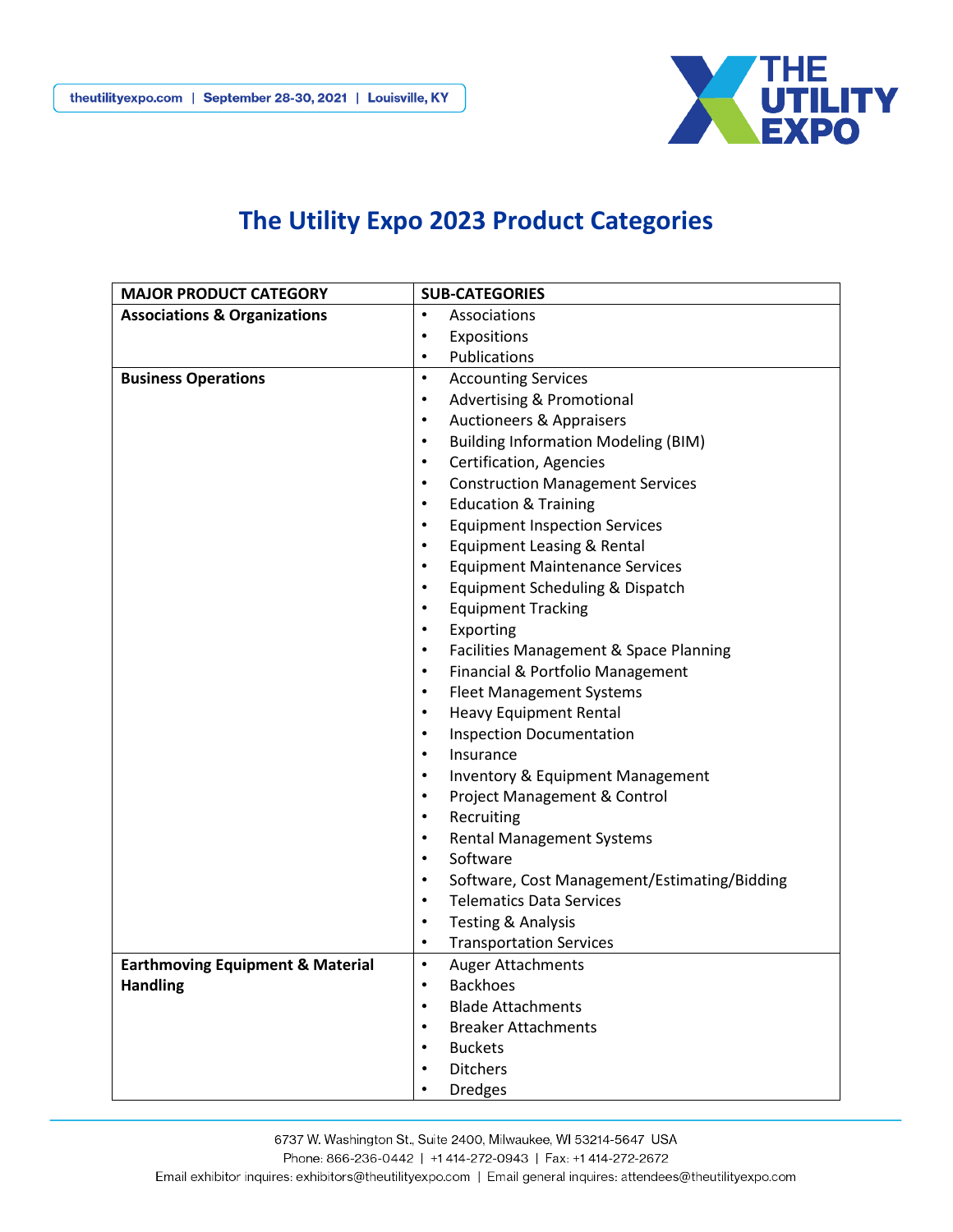# The Utility Expo 2023 Product Categories

| MAJOR PRODUCT CATEGORY | SUB-CATEGORIES |
|---|---|
| **Associations & Organizations** | • Associations<br>• Expositions<br>• Publications |
| **Business Operations** | • Accounting Services<br>• Advertising & Promotional<br>• Auctioneers & Appraisers<br>• Building Information Modeling (BIM)<br>• Certification, Agencies<br>• Construction Management Services<br>• Education & Training<br>• Equipment Inspection Services<br>• Equipment Leasing & Rental<br>• Equipment Maintenance Services<br>• Equipment Scheduling & Dispatch<br>• Equipment Tracking<br>• Exporting<br>• Facilities Management & Space Planning<br>• Financial & Portfolio Management<br>• Fleet Management Systems<br>• Heavy Equipment Rental<br>• Inspection Documentation<br>• Insurance<br>• Inventory & Equipment Management<br>• Project Management & Control<br>• Recruiting<br>• Rental Management Systems<br>• Software<br>• Software, Cost Management/Estimating/Bidding<br>• Telematics Data Services<br>• Testing & Analysis<br>• Transportation Services |
| **Earthmoving Equipment & Material Handling** | • Auger Attachments<br>• Backhoes<br>• Blade Attachments<br>• Breaker Attachments<br>• Buckets<br>• Ditchers<br>• Dredges |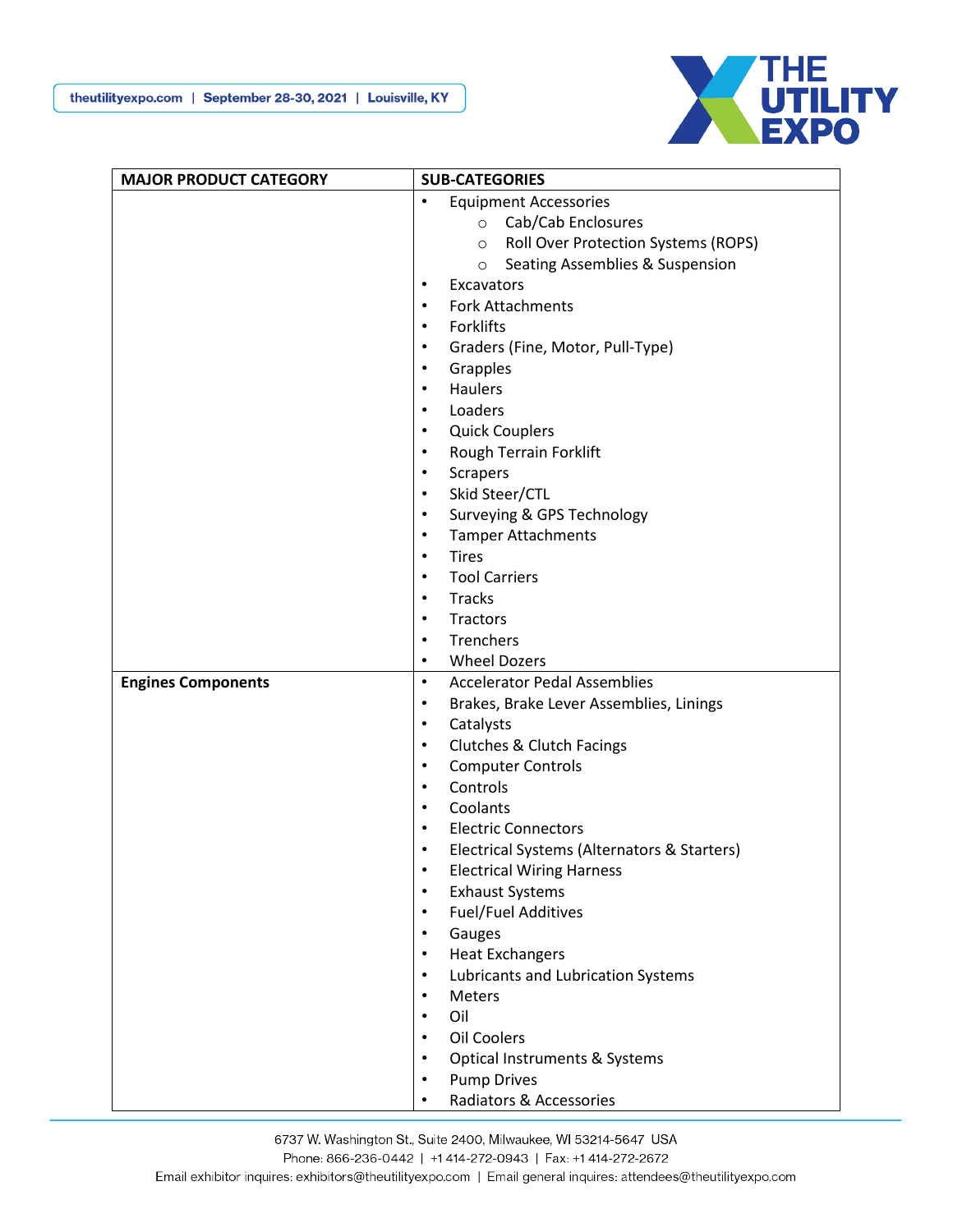| MAJOR PRODUCT CATEGORY | SUB-CATEGORIES |
|---|---|
| | • Equipment Accessories<br>  ○ Cab/Cab Enclosures<br>  ○ Roll Over Protection Systems (ROPS)<br>  ○ Seating Assemblies & Suspension<br>• Excavators<br>• Fork Attachments<br>• Forklifts<br>• Graders (Fine, Motor, Pull-Type)<br>• Grapples<br>• Haulers<br>• Loaders<br>• Quick Couplers<br>• Rough Terrain Forklift<br>• Scrapers<br>• Skid Steer/CTL<br>• Surveying & GPS Technology<br>• Tamper Attachments<br>• Tires<br>• Tool Carriers<br>• Tracks<br>• Tractors<br>• Trenchers<br>• Wheel Dozers |
| **Engines Components** | • Accelerator Pedal Assemblies<br>• Brakes, Brake Lever Assemblies, Linings<br>• Catalysts<br>• Clutches & Clutch Facings<br>• Computer Controls<br>• Controls<br>• Coolants<br>• Electric Connectors<br>• Electrical Systems (Alternators & Starters)<br>• Electrical Wiring Harness<br>• Exhaust Systems<br>• Fuel/Fuel Additives<br>• Gauges<br>• Heat Exchangers<br>• Lubricants and Lubrication Systems<br>• Meters<br>• Oil<br>• Oil Coolers<br>• Optical Instruments & Systems<br>• Pump Drives<br>• Radiators & Accessories |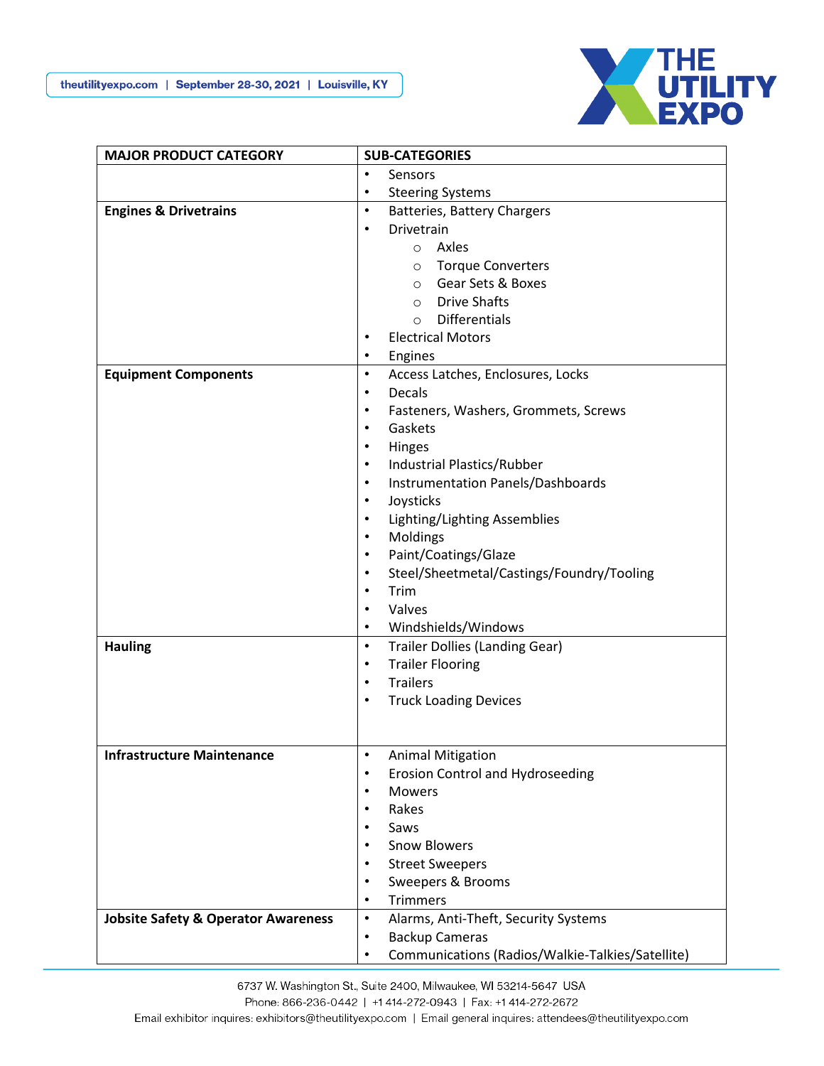| MAJOR PRODUCT CATEGORY | SUB-CATEGORIES |
|---|---|
| | • Sensors<br>• Steering Systems |
| **Engines & Drivetrains** | • Batteries, Battery Chargers<br>• Drivetrain<br>  ○ Axles<br>  ○ Torque Converters<br>  ○ Gear Sets & Boxes<br>  ○ Drive Shafts<br>  ○ Differentials<br>• Electrical Motors<br>• Engines |
| **Equipment Components** | • Access Latches, Enclosures, Locks<br>• Decals<br>• Fasteners, Washers, Grommets, Screws<br>• Gaskets<br>• Hinges<br>• Industrial Plastics/Rubber<br>• Instrumentation Panels/Dashboards<br>• Joysticks<br>• Lighting/Lighting Assemblies<br>• Moldings<br>• Paint/Coatings/Glaze<br>• Steel/Sheetmetal/Castings/Foundry/Tooling<br>• Trim<br>• Valves<br>• Windshields/Windows |
| **Hauling** | • Trailer Dollies (Landing Gear)<br>• Trailer Flooring<br>• Trailers<br>• Truck Loading Devices |
| **Infrastructure Maintenance** | • Animal Mitigation<br>• Erosion Control and Hydroseeding<br>• Mowers<br>• Rakes<br>• Saws<br>• Snow Blowers<br>• Street Sweepers<br>• Sweepers & Brooms<br>• Trimmers |
| **Jobsite Safety & Operator Awareness** | • Alarms, Anti-Theft, Security Systems<br>• Backup Cameras<br>• Communications (Radios/Walkie-Talkies/Satellite) |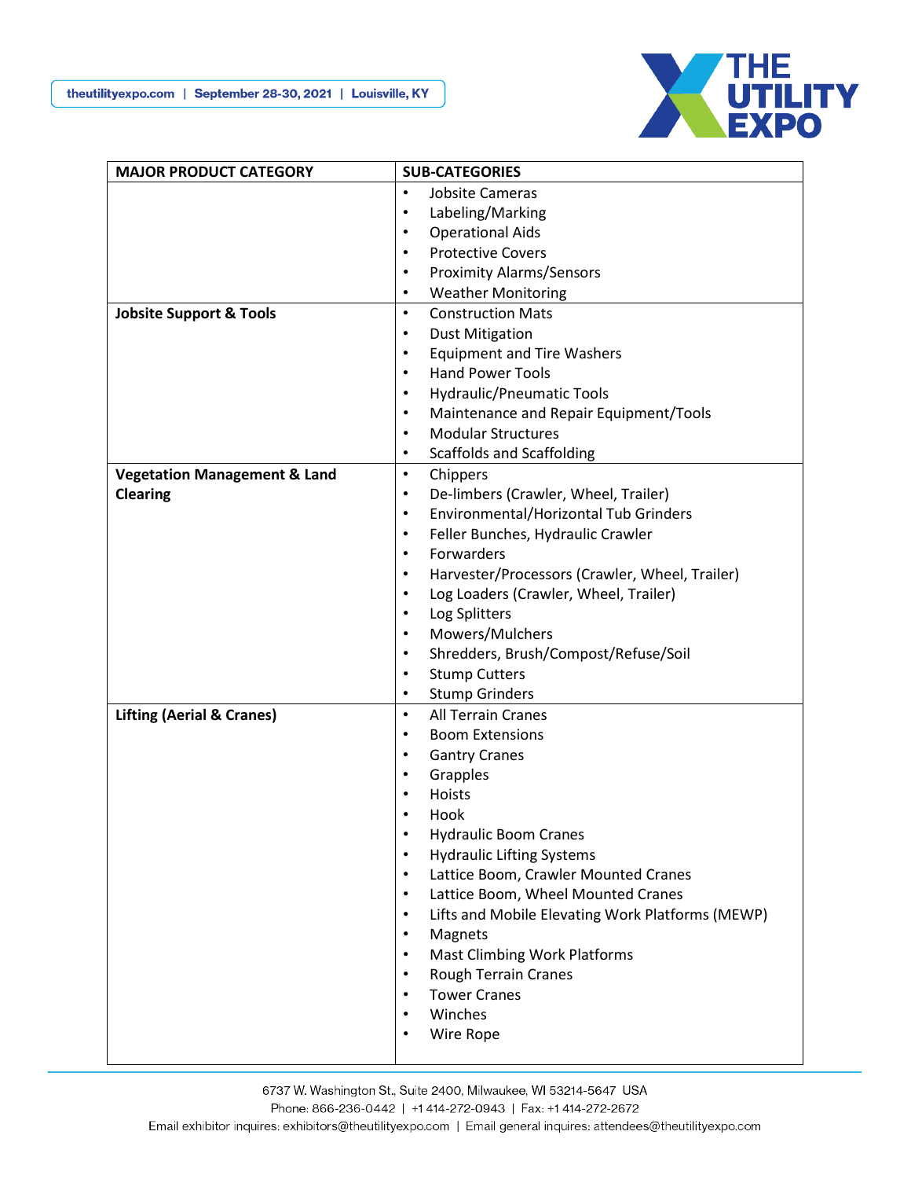| MAJOR PRODUCT CATEGORY | SUB-CATEGORIES |
| --- | --- |
| | • Jobsite Cameras<br>• Labeling/Marking<br>• Operational Aids<br>• Protective Covers<br>• Proximity Alarms/Sensors<br>• Weather Monitoring |
| **Jobsite Support & Tools** | • Construction Mats<br>• Dust Mitigation<br>• Equipment and Tire Washers<br>• Hand Power Tools<br>• Hydraulic/Pneumatic Tools<br>• Maintenance and Repair Equipment/Tools<br>• Modular Structures<br>• Scaffolds and Scaffolding |
| **Vegetation Management & Land Clearing** | • Chippers<br>• De-limbers (Crawler, Wheel, Trailer)<br>• Environmental/Horizontal Tub Grinders<br>• Feller Bunches, Hydraulic Crawler<br>• Forwarders<br>• Harvester/Processors (Crawler, Wheel, Trailer)<br>• Log Loaders (Crawler, Wheel, Trailer)<br>• Log Splitters<br>• Mowers/Mulchers<br>• Shredders, Brush/Compost/Refuse/Soil<br>• Stump Cutters<br>• Stump Grinders |
| **Lifting (Aerial & Cranes)** | • All Terrain Cranes<br>• Boom Extensions<br>• Gantry Cranes<br>• Grapples<br>• Hoists<br>• Hook<br>• Hydraulic Boom Cranes<br>• Hydraulic Lifting Systems<br>• Lattice Boom, Crawler Mounted Cranes<br>• Lattice Boom, Wheel Mounted Cranes<br>• Lifts and Mobile Elevating Work Platforms (MEWP)<br>• Magnets<br>• Mast Climbing Work Platforms<br>• Rough Terrain Cranes<br>• Tower Cranes<br>• Winches<br>• Wire Rope |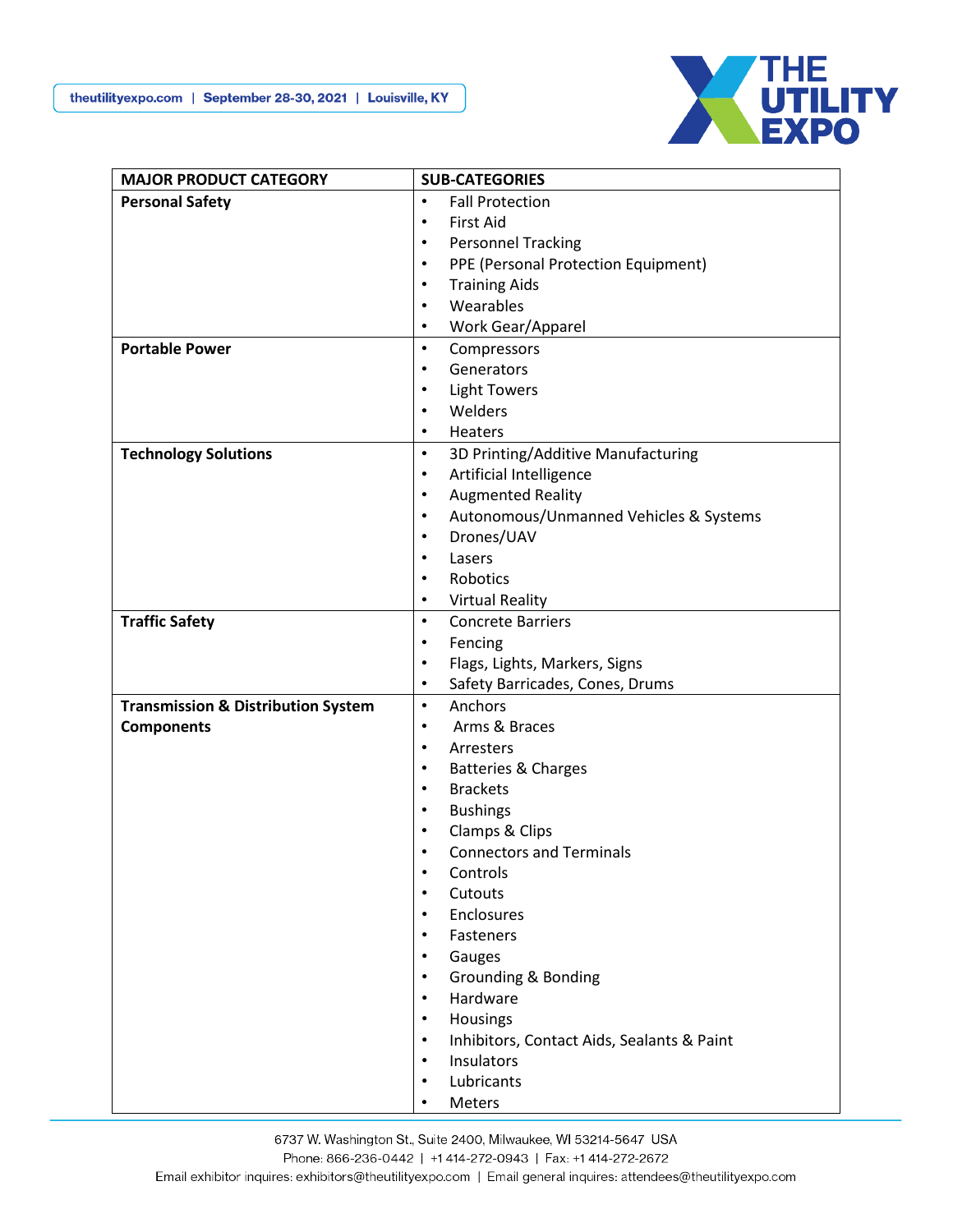| MAJOR PRODUCT CATEGORY | SUB-CATEGORIES |
|---|---|
| **Personal Safety** | • Fall Protection<br>• First Aid<br>• Personnel Tracking<br>• PPE (Personal Protection Equipment)<br>• Training Aids<br>• Wearables<br>• Work Gear/Apparel |
| **Portable Power** | • Compressors<br>• Generators<br>• Light Towers<br>• Welders<br>• Heaters |
| **Technology Solutions** | • 3D Printing/Additive Manufacturing<br>• Artificial Intelligence<br>• Augmented Reality<br>• Autonomous/Unmanned Vehicles & Systems<br>• Drones/UAV<br>• Lasers<br>• Robotics<br>• Virtual Reality |
| **Traffic Safety** | • Concrete Barriers<br>• Fencing<br>• Flags, Lights, Markers, Signs<br>• Safety Barricades, Cones, Drums |
| **Transmission & Distribution System Components** | • Anchors<br>• Arms & Braces<br>• Arresters<br>• Batteries & Charges<br>• Brackets<br>• Bushings<br>• Clamps & Clips<br>• Connectors and Terminals<br>• Controls<br>• Cutouts<br>• Enclosures<br>• Fasteners<br>• Gauges<br>• Grounding & Bonding<br>• Hardware<br>• Housings<br>• Inhibitors, Contact Aids, Sealants & Paint<br>• Insulators<br>• Lubricants<br>• Meters |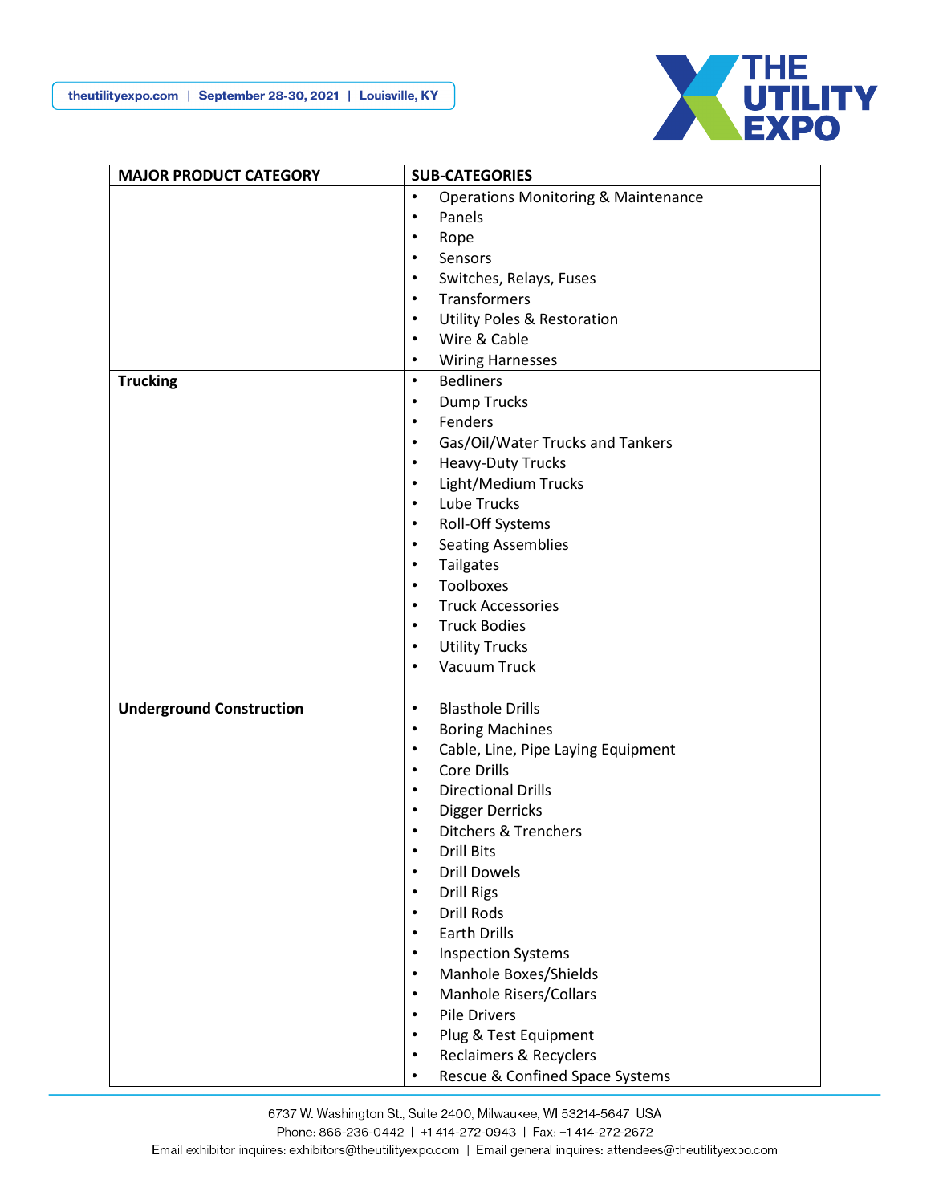| MAJOR PRODUCT CATEGORY | SUB-CATEGORIES |
|---|---|
| | • Operations Monitoring & Maintenance<br>• Panels<br>• Rope<br>• Sensors<br>• Switches, Relays, Fuses<br>• Transformers<br>• Utility Poles & Restoration<br>• Wire & Cable<br>• Wiring Harnesses |
| **Trucking** | • Bedliners<br>• Dump Trucks<br>• Fenders<br>• Gas/Oil/Water Trucks and Tankers<br>• Heavy-Duty Trucks<br>• Light/Medium Trucks<br>• Lube Trucks<br>• Roll-Off Systems<br>• Seating Assemblies<br>• Tailgates<br>• Toolboxes<br>• Truck Accessories<br>• Truck Bodies<br>• Utility Trucks<br>• Vacuum Truck |
| **Underground Construction** | • Blasthole Drills<br>• Boring Machines<br>• Cable, Line, Pipe Laying Equipment<br>• Core Drills<br>• Directional Drills<br>• Digger Derricks<br>• Ditchers & Trenchers<br>• Drill Bits<br>• Drill Dowels<br>• Drill Rigs<br>• Drill Rods<br>• Earth Drills<br>• Inspection Systems<br>• Manhole Boxes/Shields<br>• Manhole Risers/Collars<br>• Pile Drivers<br>• Plug & Test Equipment<br>• Reclaimers & Recyclers<br>• Rescue & Confined Space Systems |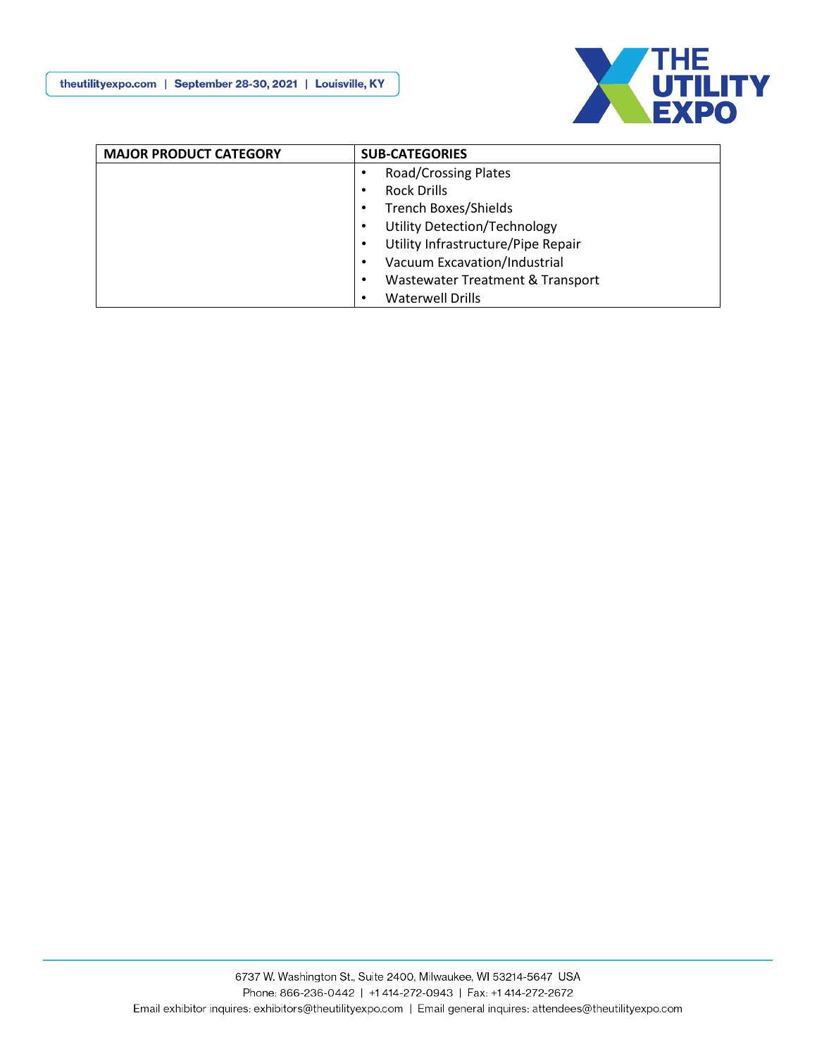| MAJOR PRODUCT CATEGORY | SUB-CATEGORIES |
|---|---|
| | • Road/Crossing Plates<br>• Rock Drills<br>• Trench Boxes/Shields<br>• Utility Detection/Technology<br>• Utility Infrastructure/Pipe Repair<br>• Vacuum Excavation/Industrial<br>• Wastewater Treatment & Transport<br>• Waterwell Drills |